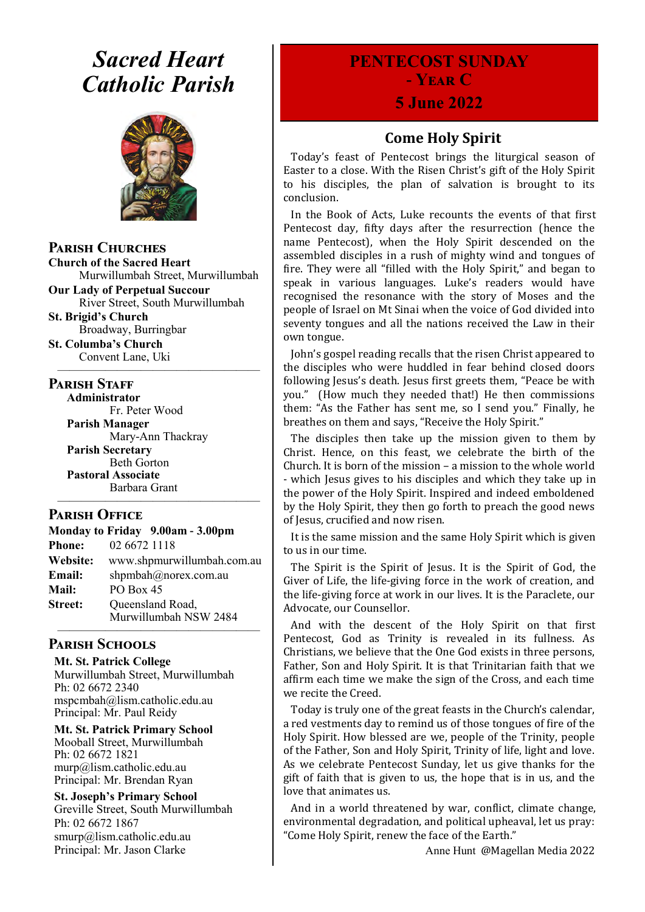# *Sacred Heart Catholic Parish*

## Parish Churches

**Church of the Sacred Heart**
Murwillumbah Street, Murwillumbah

**Our Lady of Perpetual Succour**
River Street, South Murwillumbah

**St. Brigid's Church**
Broadway, Burringbar

**St. Columba's Church**
Convent Lane, Uki

## Parish Staff

**Administrator**
Fr. Peter Wood

**Parish Manager**
Mary-Ann Thackray

**Parish Secretary**
Beth Gorton

**Pastoral Associate**
Barbara Grant

## Parish Office

**Monday to Friday 9.00am - 3.00pm**

**Phone:** 02 6672 1118
**Website:** www.shpmurwillumbah.com.au
**Email:** shpmbah@norex.com.au
**Mail:** PO Box 45
**Street:** Queensland Road, Murwillumbah NSW 2484

## Parish Schools

**Mt. St. Patrick College**
Murwillumbah Street, Murwillumbah
Ph: 02 6672 2340
mspcmbah@lism.catholic.edu.au
Principal: Mr. Paul Reidy

**Mt. St. Patrick Primary School**
Mooball Street, Murwillumbah
Ph: 02 6672 1821
murp@lism.catholic.edu.au
Principal: Mr. Brendan Ryan

**St. Joseph's Primary School**
Greville Street, South Murwillumbah
Ph: 02 6672 1867
smurp@lism.catholic.edu.au
Principal: Mr. Jason Clarke

# PENTECOST SUNDAY - YEAR C
## 5 June 2022

## Come Holy Spirit

Today's feast of Pentecost brings the liturgical season of Easter to a close. With the Risen Christ's gift of the Holy Spirit to his disciples, the plan of salvation is brought to its conclusion.

In the Book of Acts, Luke recounts the events of that first Pentecost day, fifty days after the resurrection (hence the name Pentecost), when the Holy Spirit descended on the assembled disciples in a rush of mighty wind and tongues of fire. They were all "filled with the Holy Spirit," and began to speak in various languages. Luke's readers would have recognised the resonance with the story of Moses and the people of Israel on Mt Sinai when the voice of God divided into seventy tongues and all the nations received the Law in their own tongue.

John's gospel reading recalls that the risen Christ appeared to the disciples who were huddled in fear behind closed doors following Jesus's death. Jesus first greets them, "Peace be with you." (How much they needed that!) He then commissions them: "As the Father has sent me, so I send you." Finally, he breathes on them and says, "Receive the Holy Spirit."

The disciples then take up the mission given to them by Christ. Hence, on this feast, we celebrate the birth of the Church. It is born of the mission – a mission to the whole world - which Jesus gives to his disciples and which they take up in the power of the Holy Spirit. Inspired and indeed emboldened by the Holy Spirit, they then go forth to preach the good news of Jesus, crucified and now risen.

It is the same mission and the same Holy Spirit which is given to us in our time.

The Spirit is the Spirit of Jesus. It is the Spirit of God, the Giver of Life, the life-giving force in the work of creation, and the life-giving force at work in our lives. It is the Paraclete, our Advocate, our Counsellor.

And with the descent of the Holy Spirit on that first Pentecost, God as Trinity is revealed in its fullness. As Christians, we believe that the One God exists in three persons, Father, Son and Holy Spirit. It is that Trinitarian faith that we affirm each time we make the sign of the Cross, and each time we recite the Creed.

Today is truly one of the great feasts in the Church's calendar, a red vestments day to remind us of those tongues of fire of the Holy Spirit. How blessed are we, people of the Trinity, people of the Father, Son and Holy Spirit, Trinity of life, light and love. As we celebrate Pentecost Sunday, let us give thanks for the gift of faith that is given to us, the hope that is in us, and the love that animates us.

And in a world threatened by war, conflict, climate change, environmental degradation, and political upheaval, let us pray: "Come Holy Spirit, renew the face of the Earth."

Anne Hunt @Magellan Media 2022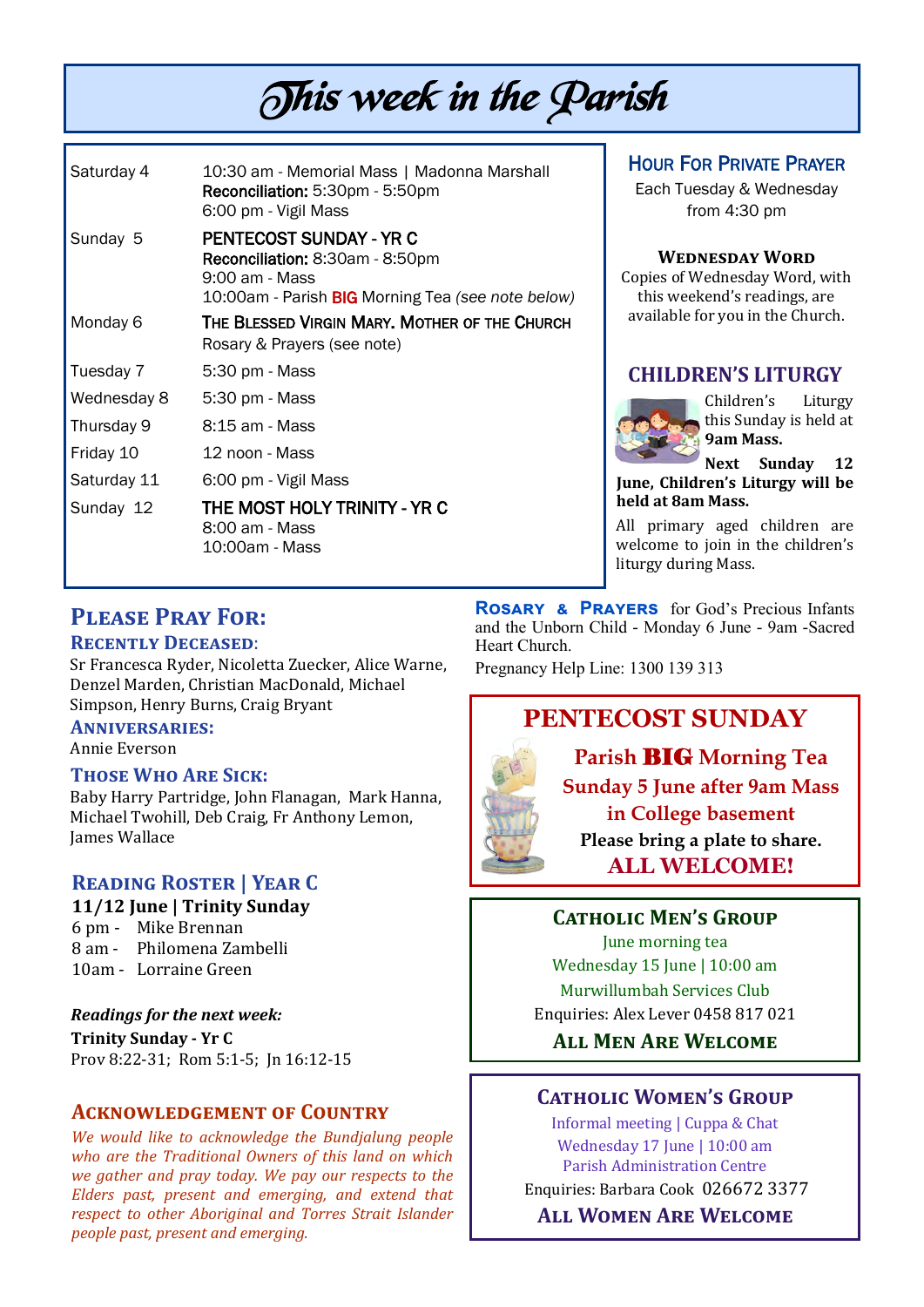# This week in the Parish

| | |
|---|---|
| Saturday 4 | 10:30 am - Memorial Mass \| Madonna Marshall<br>**Reconciliation:** 5:30pm - 5:50pm<br>6:00 pm - Vigil Mass |
| Sunday 5 | PENTECOST SUNDAY - YR C<br>**Reconciliation:** 8:30am - 8:50pm<br>9:00 am - Mass<br>10:00am - Parish **BIG** Morning Tea *(see note below)* |
| Monday 6 | THE BLESSED VIRGIN MARY. MOTHER OF THE CHURCH<br>Rosary & Prayers (see note) |
| Tuesday 7 | 5:30 pm - Mass |
| Wednesday 8 | 5:30 pm - Mass |
| Thursday 9 | 8:15 am - Mass |
| Friday 10 | 12 noon - Mass |
| Saturday 11 | 6:00 pm - Vigil Mass |
| Sunday 12 | THE MOST HOLY TRINITY - YR C<br>8:00 am - Mass<br>10:00am - Mass |

## Hour For Private Prayer

Each Tuesday & Wednesday from 4:30 pm

### Wednesday Word

Copies of Wednesday Word, with this weekend's readings, are available for you in the Church.

## CHILDREN'S LITURGY

Children's Liturgy this Sunday is held at **9am Mass.**

**Next Sunday 12 June, Children's Liturgy will be held at 8am Mass.**

All primary aged children are welcome to join in the children's liturgy during Mass.

## Please Pray For:

### Recently Deceased:

Sr Francesca Ryder, Nicoletta Zuecker, Alice Warne, Denzel Marden, Christian MacDonald, Michael Simpson, Henry Burns, Craig Bryant

### Anniversaries:

Annie Everson

### Those Who Are Sick:

Baby Harry Partridge, John Flanagan, Mark Hanna, Michael Twohill, Deb Craig, Fr Anthony Lemon, James Wallace

## Reading Roster | Year C

**11/12 June | Trinity Sunday**

6 pm - Mike Brennan
8 am - Philomena Zambelli
10am - Lorraine Green

***Readings for the next week:***

**Trinity Sunday - Yr C**

Prov 8:22-31; Rom 5:1-5; Jn 16:12-15

## Acknowledgement of Country

*We would like to acknowledge the Bundjalung people who are the Traditional Owners of this land on which we gather and pray today. We pay our respects to the Elders past, present and emerging, and extend that respect to other Aboriginal and Torres Strait Islander people past, present and emerging.*

**Rosary & Prayers** for God's Precious Infants and the Unborn Child - Monday 6 June - 9am -Sacred Heart Church.

Pregnancy Help Line: 1300 139 313

## PENTECOST SUNDAY

**Parish BIG Morning Tea**
**Sunday 5 June after 9am Mass**
**in College basement**
**Please bring a plate to share.**
**ALL WELCOME!**

## Catholic Men's Group

June morning tea
Wednesday 15 June | 10:00 am
Murwillumbah Services Club
Enquiries: Alex Lever 0458 817 021

**All Men Are Welcome**

## Catholic Women's Group

Informal meeting | Cuppa & Chat
Wednesday 17 June | 10:00 am
Parish Administration Centre
Enquiries: Barbara Cook 026672 3377

**All Women Are Welcome**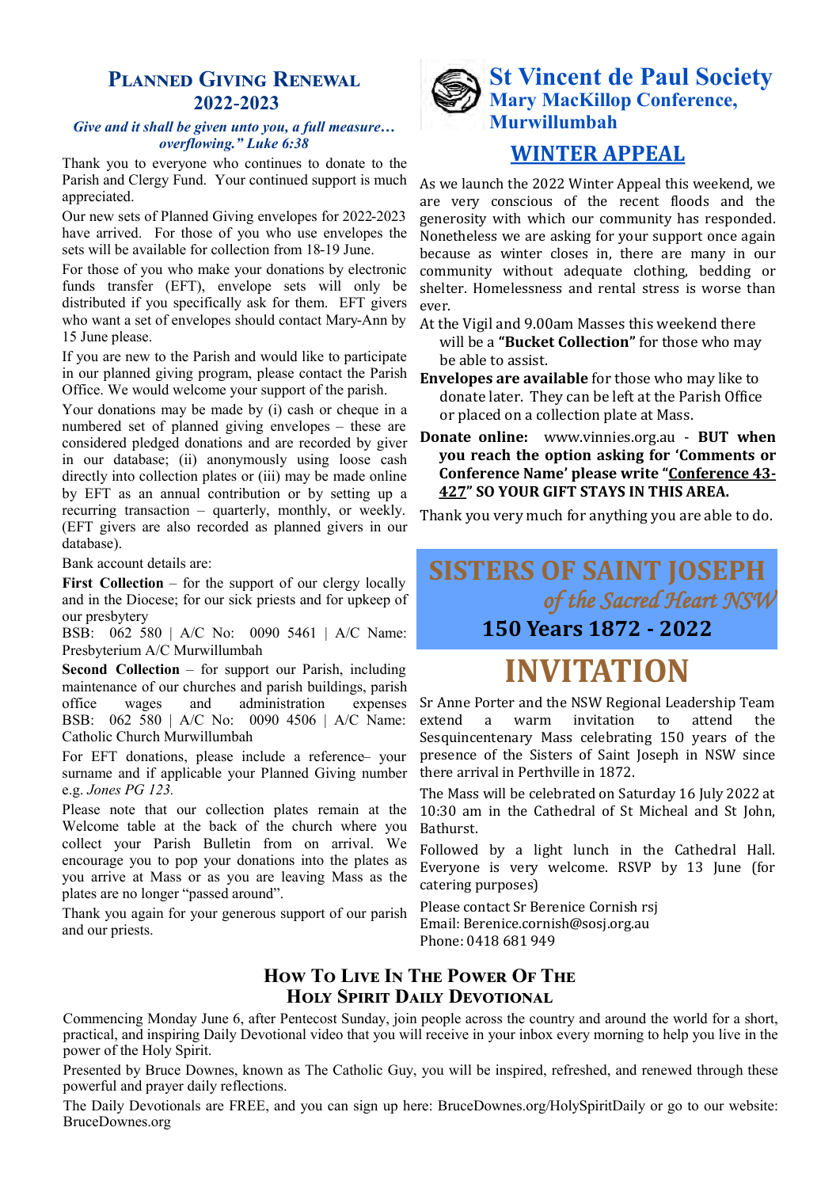## Planned Giving Renewal 2022-2023

*Give and it shall be given unto you, a full measure… overflowing." Luke 6:38*

Thank you to everyone who continues to donate to the Parish and Clergy Fund. Your continued support is much appreciated.

Our new sets of Planned Giving envelopes for 2022-2023 have arrived. For those of you who use envelopes the sets will be available for collection from 18-19 June.

For those of you who make your donations by electronic funds transfer (EFT), envelope sets will only be distributed if you specifically ask for them. EFT givers who want a set of envelopes should contact Mary-Ann by 15 June please.

If you are new to the Parish and would like to participate in our planned giving program, please contact the Parish Office. We would welcome your support of the parish.

Your donations may be made by (i) cash or cheque in a numbered set of planned giving envelopes – these are considered pledged donations and are recorded by giver in our database; (ii) anonymously using loose cash directly into collection plates or (iii) may be made online by EFT as an annual contribution or by setting up a recurring transaction – quarterly, monthly, or weekly. (EFT givers are also recorded as planned givers in our database).

Bank account details are:

**First Collection** – for the support of our clergy locally and in the Diocese; for our sick priests and for upkeep of our presbytery
BSB: 062 580 | A/C No: 0090 5461 | A/C Name: Presbyterium A/C Murwillumbah

**Second Collection** – for support our Parish, including maintenance of our churches and parish buildings, parish office wages and administration expenses
BSB: 062 580 | A/C No: 0090 4506 | A/C Name: Catholic Church Murwillumbah

For EFT donations, please include a reference– your surname and if applicable your Planned Giving number e.g. *Jones PG 123.*

Please note that our collection plates remain at the Welcome table at the back of the church where you collect your Parish Bulletin from on arrival. We encourage you to pop your donations into the plates as you arrive at Mass or as you are leaving Mass as the plates are no longer "passed around".

Thank you again for your generous support of our parish and our priests.

## St Vincent de Paul Society
### Mary MacKillop Conference, Murwillumbah

## WINTER APPEAL

As we launch the 2022 Winter Appeal this weekend, we are very conscious of the recent floods and the generosity with which our community has responded. Nonetheless we are asking for your support once again because as winter closes in, there are many in our community without adequate clothing, bedding or shelter. Homelessness and rental stress is worse than ever.

At the Vigil and 9.00am Masses this weekend there will be a **"Bucket Collection"** for those who may be able to assist.

**Envelopes are available** for those who may like to donate later. They can be left at the Parish Office or placed on a collection plate at Mass.

**Donate online:** www.vinnies.org.au - **BUT when you reach the option asking for 'Comments or Conference Name' please write "Conference 43-427" SO YOUR GIFT STAYS IN THIS AREA.**

Thank you very much for anything you are able to do.

## SISTERS OF SAINT JOSEPH *of the Sacred Heart NSW*
### 150 Years 1872 - 2022

## INVITATION

Sr Anne Porter and the NSW Regional Leadership Team extend a warm invitation to attend the Sesquincentenary Mass celebrating 150 years of the presence of the Sisters of Saint Joseph in NSW since there arrival in Perthville in 1872.

The Mass will be celebrated on Saturday 16 July 2022 at 10:30 am in the Cathedral of St Micheal and St John, Bathurst.

Followed by a light lunch in the Cathedral Hall. Everyone is very welcome. RSVP by 13 June (for catering purposes)

Please contact Sr Berenice Cornish rsj
Email: Berenice.cornish@sosj.org.au
Phone: 0418 681 949

## How To Live In The Power Of The Holy Spirit Daily Devotional

Commencing Monday June 6, after Pentecost Sunday, join people across the country and around the world for a short, practical, and inspiring Daily Devotional video that you will receive in your inbox every morning to help you live in the power of the Holy Spirit.

Presented by Bruce Downes, known as The Catholic Guy, you will be inspired, refreshed, and renewed through these powerful and prayer daily reflections.

The Daily Devotionals are FREE, and you can sign up here: BruceDownes.org/HolySpiritDaily or go to our website: BruceDownes.org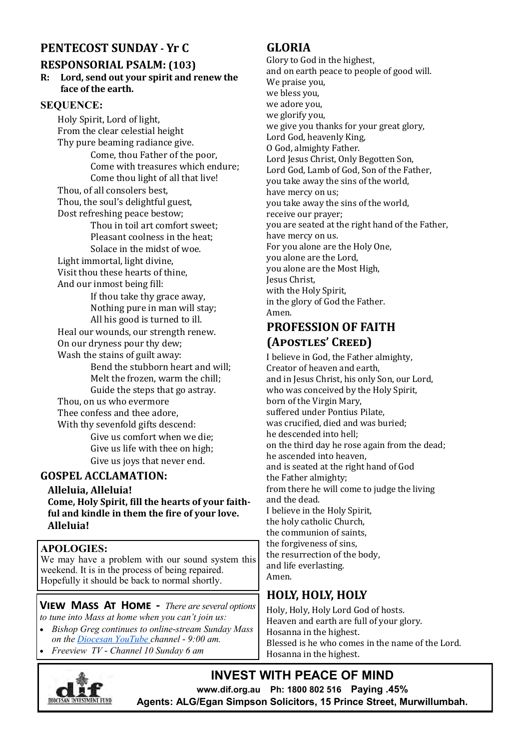## PENTECOST SUNDAY - Yr C

### RESPONSORIAL PSALM: (103)

**R: Lord, send out your spirit and renew the face of the earth.**

### SEQUENCE:

Holy Spirit, Lord of light,
From the clear celestial height
Thy pure beaming radiance give.
Come, thou Father of the poor,
Come with treasures which endure;
Come thou light of all that live!
Thou, of all consolers best,
Thou, the soul's delightful guest,
Dost refreshing peace bestow;
Thou in toil art comfort sweet;
Pleasant coolness in the heat;
Solace in the midst of woe.
Light immortal, light divine,
Visit thou these hearts of thine,
And our inmost being fill:
If thou take thy grace away,
Nothing pure in man will stay;
All his good is turned to ill.
Heal our wounds, our strength renew.
On our dryness pour thy dew;
Wash the stains of guilt away:
Bend the stubborn heart and will;
Melt the frozen, warm the chill;
Guide the steps that go astray.
Thou, on us who evermore
Thee confess and thee adore,
With thy sevenfold gifts descend:
Give us comfort when we die;
Give us life with thee on high;
Give us joys that never end.

### GOSPEL ACCLAMATION:

**Alleluia, Alleluia!**
**Come, Holy Spirit, fill the hearts of your faithful and kindle in them the fire of your love.**
**Alleluia!**

**APOLOGIES:**
We may have a problem with our sound system this weekend. It is in the process of being repaired. Hopefully it should be back to normal shortly.

**VIEW MASS AT HOME** - *There are several options to tune into Mass at home when you can't join us:*

- *Bishop Greg continues to online-stream Sunday Mass on the Diocesan YouTube channel - 9:00 am.*
- *Freeview TV - Channel 10 Sunday 6 am*

## GLORIA

Glory to God in the highest,
and on earth peace to people of good will.
We praise you,
we bless you,
we adore you,
we glorify you,
we give you thanks for your great glory,
Lord God, heavenly King,
O God, almighty Father.
Lord Jesus Christ, Only Begotten Son,
Lord God, Lamb of God, Son of the Father,
you take away the sins of the world,
have mercy on us;
you take away the sins of the world,
receive our prayer;
you are seated at the right hand of the Father,
have mercy on us.
For you alone are the Holy One,
you alone are the Lord,
you alone are the Most High,
Jesus Christ,
with the Holy Spirit,
in the glory of God the Father.
Amen.

## PROFESSION OF FAITH (Apostles' Creed)

I believe in God, the Father almighty,
Creator of heaven and earth,
and in Jesus Christ, his only Son, our Lord,
who was conceived by the Holy Spirit,
born of the Virgin Mary,
suffered under Pontius Pilate,
was crucified, died and was buried;
he descended into hell;
on the third day he rose again from the dead;
he ascended into heaven,
and is seated at the right hand of God
the Father almighty;
from there he will come to judge the living
and the dead.
I believe in the Holy Spirit,
the holy catholic Church,
the communion of saints,
the forgiveness of sins,
the resurrection of the body,
and life everlasting.
Amen.

## HOLY, HOLY, HOLY

Holy, Holy, Holy Lord God of hosts.
Heaven and earth are full of your glory.
Hosanna in the highest.
Blessed is he who comes in the name of the Lord.
Hosanna in the highest.

dif
DIOCESAN INVESTMENT FUND

**INVEST WITH PEACE OF MIND**
**www.dif.org.au Ph: 1800 802 516 Paying .45%**
**Agents: ALG/Egan Simpson Solicitors, 15 Prince Street, Murwillumbah.**